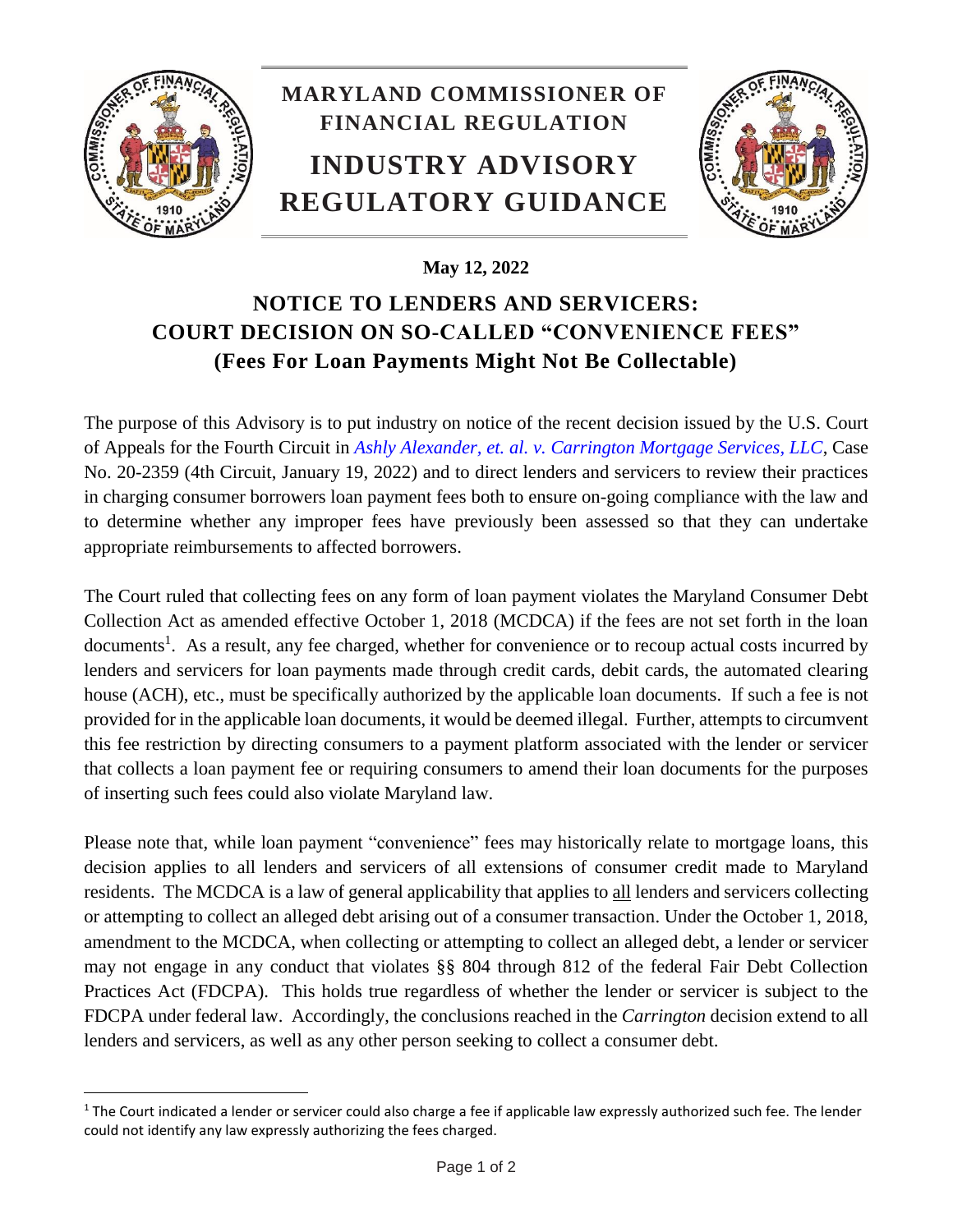# MARYLAND COMMISSIONER OF FINANCIAL REGULATION

# INDUSTRY ADVISORY REGULATORY GUIDANCE

**May 12, 2022**

## NOTICE TO LENDERS AND SERVICERS: COURT DECISION ON SO-CALLED "CONVENIENCE FEES" (Fees For Loan Payments Might Not Be Collectable)

The purpose of this Advisory is to put industry on notice of the recent decision issued by the U.S. Court of Appeals for the Fourth Circuit in *Ashly Alexander, et. al. v. Carrington Mortgage Services, LLC*, Case No. 20-2359 (4th Circuit, January 19, 2022) and to direct lenders and servicers to review their practices in charging consumer borrowers loan payment fees both to ensure on-going compliance with the law and to determine whether any improper fees have previously been assessed so that they can undertake appropriate reimbursements to affected borrowers.

The Court ruled that collecting fees on any form of loan payment violates the Maryland Consumer Debt Collection Act as amended effective October 1, 2018 (MCDCA) if the fees are not set forth in the loan documents[1]. As a result, any fee charged, whether for convenience or to recoup actual costs incurred by lenders and servicers for loan payments made through credit cards, debit cards, the automated clearing house (ACH), etc., must be specifically authorized by the applicable loan documents. If such a fee is not provided for in the applicable loan documents, it would be deemed illegal. Further, attempts to circumvent this fee restriction by directing consumers to a payment platform associated with the lender or servicer that collects a loan payment fee or requiring consumers to amend their loan documents for the purposes of inserting such fees could also violate Maryland law.

Please note that, while loan payment "convenience" fees may historically relate to mortgage loans, this decision applies to all lenders and servicers of all extensions of consumer credit made to Maryland residents. The MCDCA is a law of general applicability that applies to <u>all</u> lenders and servicers collecting or attempting to collect an alleged debt arising out of a consumer transaction. Under the October 1, 2018, amendment to the MCDCA, when collecting or attempting to collect an alleged debt, a lender or servicer may not engage in any conduct that violates §§ 804 through 812 of the federal Fair Debt Collection Practices Act (FDCPA). This holds true regardless of whether the lender or servicer is subject to the FDCPA under federal law. Accordingly, the conclusions reached in the *Carrington* decision extend to all lenders and servicers, as well as any other person seeking to collect a consumer debt.

---

[1] The Court indicated a lender or servicer could also charge a fee if applicable law expressly authorized such fee. The lender could not identify any law expressly authorizing the fees charged.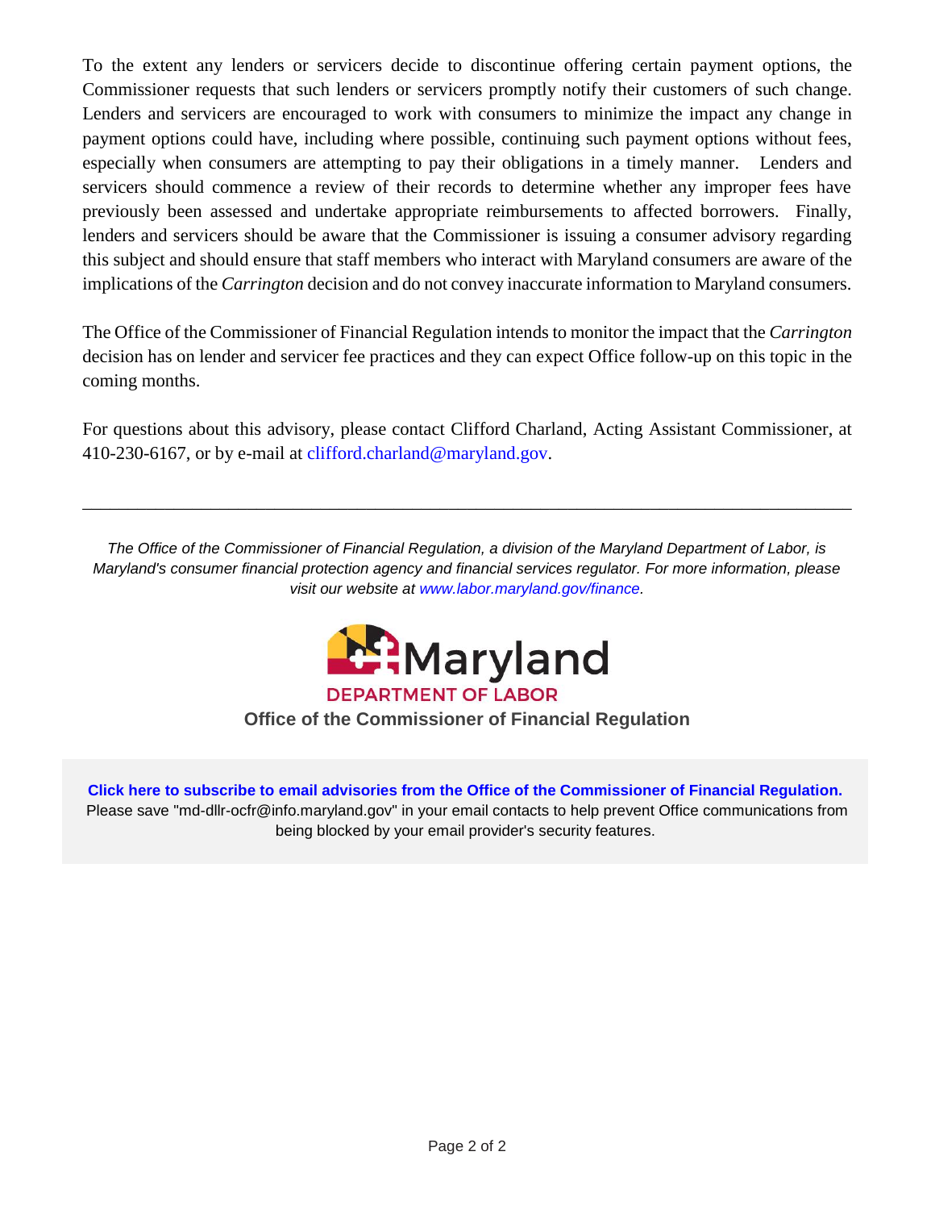To the extent any lenders or servicers decide to discontinue offering certain payment options, the Commissioner requests that such lenders or servicers promptly notify their customers of such change. Lenders and servicers are encouraged to work with consumers to minimize the impact any change in payment options could have, including where possible, continuing such payment options without fees, especially when consumers are attempting to pay their obligations in a timely manner. Lenders and servicers should commence a review of their records to determine whether any improper fees have previously been assessed and undertake appropriate reimbursements to affected borrowers. Finally, lenders and servicers should be aware that the Commissioner is issuing a consumer advisory regarding this subject and should ensure that staff members who interact with Maryland consumers are aware of the implications of the *Carrington* decision and do not convey inaccurate information to Maryland consumers.

The Office of the Commissioner of Financial Regulation intends to monitor the impact that the *Carrington* decision has on lender and servicer fee practices and they can expect Office follow-up on this topic in the coming months.

For questions about this advisory, please contact Clifford Charland, Acting Assistant Commissioner, at 410-230-6167, or by e-mail at clifford.charland@maryland.gov.

---

*The Office of the Commissioner of Financial Regulation, a division of the Maryland Department of Labor, is Maryland's consumer financial protection agency and financial services regulator. For more information, please visit our website at www.labor.maryland.gov/finance.*

Maryland
DEPARTMENT OF LABOR

**Office of the Commissioner of Financial Regulation**

**Click here to subscribe to email advisories from the Office of the Commissioner of Financial Regulation.**
Please save "md-dllr-ocfr@info.maryland.gov" in your email contacts to help prevent Office communications from being blocked by your email provider's security features.